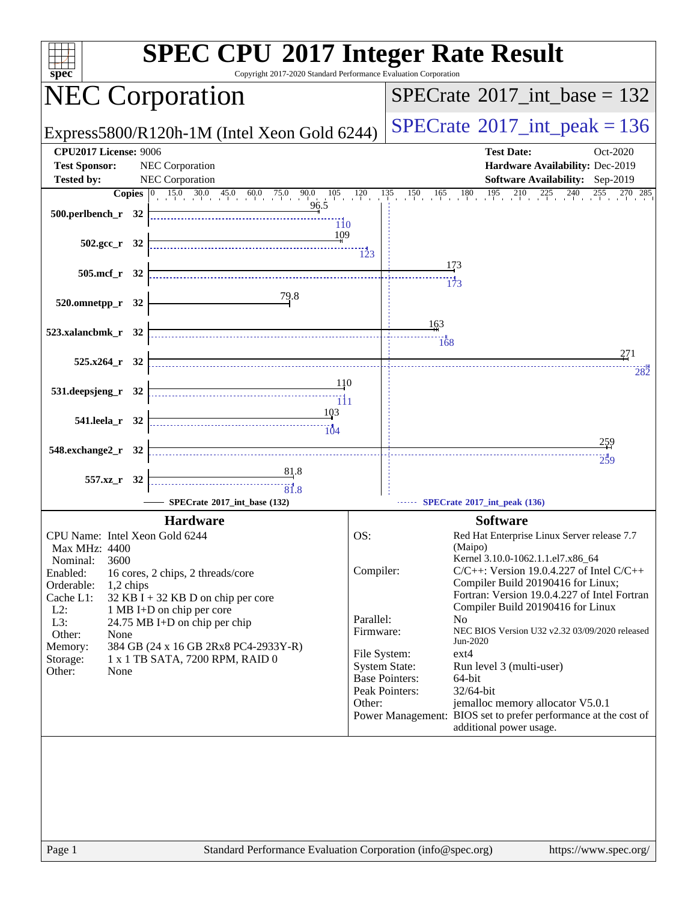# SPEC CPU 2017 Integer Rate Result

Copyright 2017-2020 Standard Performance Evaluation Corporation

## NEC Corporation

Express5800/R120h-1M (Intel Xeon Gold 6244)

SPECrate 2017_int_base = 132

SPECrate 2017_int_peak = 136

**CPU2017 License:** 9006
**Test Sponsor:** NEC Corporation
**Tested by:** NEC Corporation

**Test Date:** Oct-2020
**Hardware Availability:** Dec-2019
**Software Availability:** Sep-2019

| Benchmark | Copies | Base | Peak |
|---|---|---|---|
| 500.perlbench_r | 32 | 96.5 | 110 |
| 502.gcc_r | 32 | 109 | 123 |
| 505.mcf_r | 32 | 173 | 173 |
| 520.omnetpp_r | 32 | 79.8 | |
| 523.xalancbmk_r | 32 | 163 | 168 |
| 525.x264_r | 32 | 271 | 282 |
| 531.deepsjeng_r | 32 | 110 | 111 |
| 541.leela_r | 32 | 103 | 104 |
| 548.exchange2_r | 32 | 259 | 259 |
| 557.xz_r | 32 | 81.8 | 81.8 |

SPECrate 2017_int_base (132) — SPECrate 2017_int_peak (136)

## Hardware

| | |
|---|---|
| CPU Name: | Intel Xeon Gold 6244 |
| Max MHz: | 4400 |
| Nominal: | 3600 |
| Enabled: | 16 cores, 2 chips, 2 threads/core |
| Orderable: | 1,2 chips |
| Cache L1: | 32 KB I + 32 KB D on chip per core |
| L2: | 1 MB I+D on chip per core |
| L3: | 24.75 MB I+D on chip per chip |
| Other: | None |
| Memory: | 384 GB (24 x 16 GB 2Rx8 PC4-2933Y-R) |
| Storage: | 1 x 1 TB SATA, 7200 RPM, RAID 0 |
| Other: | None |

## Software

| | |
|---|---|
| OS: | Red Hat Enterprise Linux Server release 7.7 (Maipo) Kernel 3.10.0-1062.1.1.el7.x86_64 |
| Compiler: | C/C++: Version 19.0.4.227 of Intel C/C++ Compiler Build 20190416 for Linux; Fortran: Version 19.0.4.227 of Intel Fortran Compiler Build 20190416 for Linux |
| Parallel: | No |
| Firmware: | NEC BIOS Version U32 v2.32 03/09/2020 released Jun-2020 |
| File System: | ext4 |
| System State: | Run level 3 (multi-user) |
| Base Pointers: | 64-bit |
| Peak Pointers: | 32/64-bit |
| Other: | jemalloc memory allocator V5.0.1 |
| Power Management: | BIOS set to prefer performance at the cost of additional power usage. |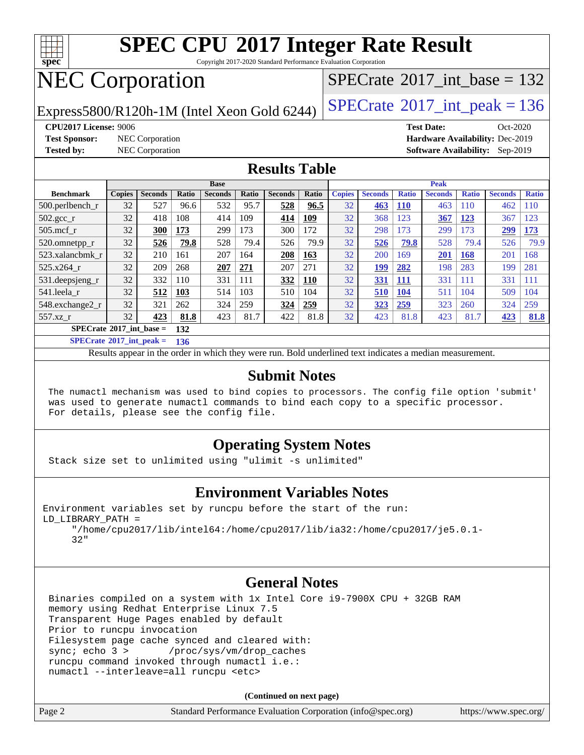# SPEC CPU 2017 Integer Rate Result

Copyright 2017-2020 Standard Performance Evaluation Corporation

# NEC Corporation

Express5800/R120h-1M (Intel Xeon Gold 6244)

SPECrate 2017_int_base = 132

SPECrate 2017_int_peak = 136

**CPU2017 License:** 9006
**Test Sponsor:** NEC Corporation
**Tested by:** NEC Corporation

**Test Date:** Oct-2020
**Hardware Availability:** Dec-2019
**Software Availability:** Sep-2019

## Results Table

| Benchmark | Base | | | | | | | Peak | | | | | | |
|---|---|---|---|---|---|---|---|---|---|---|---|---|---|---|
| | Copies | Seconds | Ratio | Seconds | Ratio | Seconds | Ratio | Copies | Seconds | Ratio | Seconds | Ratio | Seconds | Ratio |
| 500.perlbench_r | 32 | 527 | 96.6 | 532 | 95.7 | **528** | **96.5** | 32 | **463** | **110** | 463 | 110 | 462 | 110 |
| 502.gcc_r | 32 | 418 | 108 | 414 | 109 | **414** | **109** | 32 | 368 | 123 | **367** | **123** | 367 | 123 |
| 505.mcf_r | 32 | **300** | **173** | 299 | 173 | 300 | 172 | 32 | 298 | 173 | 299 | 173 | **299** | **173** |
| 520.omnetpp_r | 32 | **526** | **79.8** | 528 | 79.4 | 526 | 79.9 | 32 | **526** | **79.8** | 528 | 79.4 | 526 | 79.9 |
| 523.xalancbmk_r | 32 | 210 | 161 | 207 | 164 | **208** | **163** | 32 | 200 | 169 | **201** | **168** | 201 | 168 |
| 525.x264_r | 32 | 209 | 268 | **207** | **271** | 207 | 271 | 32 | **199** | **282** | 198 | 283 | 199 | 281 |
| 531.deepsjeng_r | 32 | 332 | 110 | 331 | 111 | **332** | **110** | 32 | **331** | **111** | 331 | 111 | 331 | 111 |
| 541.leela_r | 32 | **512** | **103** | 514 | 103 | 510 | 104 | 32 | **510** | **104** | 511 | 104 | 509 | 104 |
| 548.exchange2_r | 32 | 321 | 262 | 324 | 259 | **324** | **259** | 32 | **323** | **259** | 323 | 260 | 324 | 259 |
| 557.xz_r | 32 | **423** | **81.8** | 423 | 81.7 | 422 | 81.8 | 32 | 423 | 81.8 | 423 | 81.7 | **423** | **81.8** |

**SPECrate 2017_int_base = 132**

**SPECrate 2017_int_peak = 136**

Results appear in the order in which they were run. Bold underlined text indicates a median measurement.

## Submit Notes

```
The numactl mechanism was used to bind copies to processors. The config file option 'submit'
was used to generate numactl commands to bind each copy to a specific processor.
For details, please see the config file.
```

## Operating System Notes

```
Stack size set to unlimited using "ulimit -s unlimited"
```

## Environment Variables Notes

```
Environment variables set by runcpu before the start of the run:
LD_LIBRARY_PATH =
     "/home/cpu2017/lib/intel64:/home/cpu2017/lib/ia32:/home/cpu2017/je5.0.1-
     32"
```

## General Notes

```
Binaries compiled on a system with 1x Intel Core i9-7900X CPU + 32GB RAM
memory using Redhat Enterprise Linux 7.5
Transparent Huge Pages enabled by default
Prior to runcpu invocation
Filesystem page cache synced and cleared with:
sync; echo 3 >       /proc/sys/vm/drop_caches
runcpu command invoked through numactl i.e.:
numactl --interleave=all runcpu <etc>
```

**(Continued on next page)**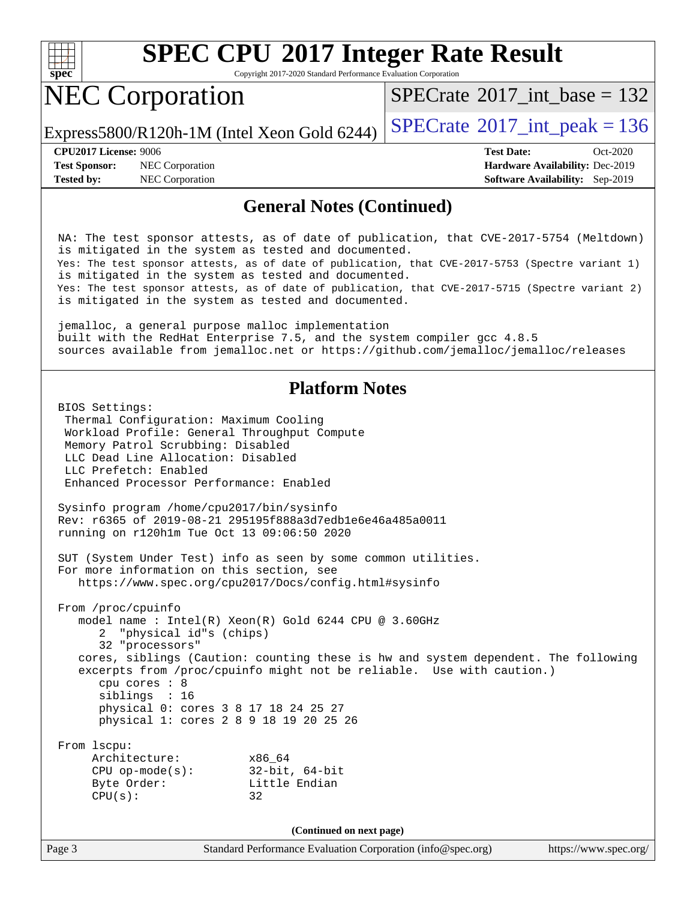# General Notes (Continued)

```
NA: The test sponsor attests, as of date of publication, that CVE-2017-5754 (Meltdown)
is mitigated in the system as tested and documented.
Yes: The test sponsor attests, as of date of publication, that CVE-2017-5753 (Spectre variant 1)
is mitigated in the system as tested and documented.
Yes: The test sponsor attests, as of date of publication, that CVE-2017-5715 (Spectre variant 2)
is mitigated in the system as tested and documented.

jemalloc, a general purpose malloc implementation
built with the RedHat Enterprise 7.5, and the system compiler gcc 4.8.5
sources available from jemalloc.net or https://github.com/jemalloc/jemalloc/releases
```

# Platform Notes

```
BIOS Settings:
 Thermal Configuration: Maximum Cooling
 Workload Profile: General Throughput Compute
 Memory Patrol Scrubbing: Disabled
 LLC Dead Line Allocation: Disabled
 LLC Prefetch: Enabled
 Enhanced Processor Performance: Enabled

Sysinfo program /home/cpu2017/bin/sysinfo
Rev: r6365 of 2019-08-21 295195f888a3d7edb1e6e46a485a0011
running on r120h1m Tue Oct 13 09:06:50 2020

SUT (System Under Test) info as seen by some common utilities.
For more information on this section, see
   https://www.spec.org/cpu2017/Docs/config.html#sysinfo

From /proc/cpuinfo
   model name : Intel(R) Xeon(R) Gold 6244 CPU @ 3.60GHz
      2  "physical id"s (chips)
      32 "processors"
   cores, siblings (Caution: counting these is hw and system dependent. The following
   excerpts from /proc/cpuinfo might not be reliable.  Use with caution.)
      cpu cores : 8
      siblings  : 16
      physical 0: cores 3 8 17 18 24 25 27
      physical 1: cores 2 8 9 18 19 20 25 26

From lscpu:
     Architecture:          x86_64
     CPU op-mode(s):        32-bit, 64-bit
     Byte Order:            Little Endian
     CPU(s):                32
```

(Continued on next page)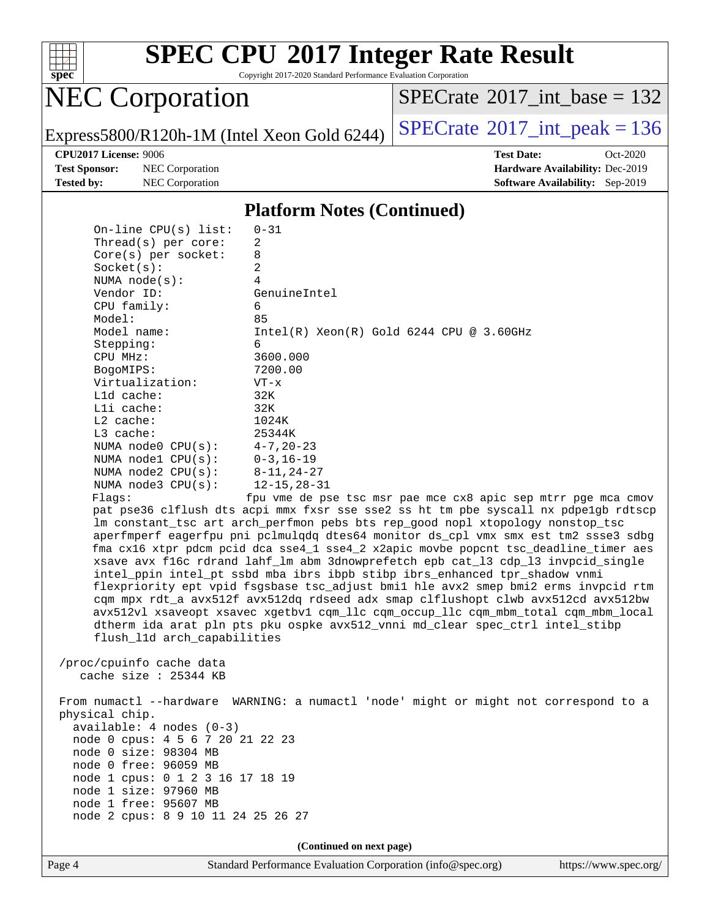## Platform Notes (Continued)

```
On-line CPU(s) list:   0-31
Thread(s) per core:    2
Core(s) per socket:    8
Socket(s):             2
NUMA node(s):          4
Vendor ID:             GenuineIntel
CPU family:            6
Model:                 85
Model name:            Intel(R) Xeon(R) Gold 6244 CPU @ 3.60GHz
Stepping:              6
CPU MHz:               3600.000
BogoMIPS:              7200.00
Virtualization:        VT-x
L1d cache:             32K
L1i cache:             32K
L2 cache:              1024K
L3 cache:              25344K
NUMA node0 CPU(s):     4-7,20-23
NUMA node1 CPU(s):     0-3,16-19
NUMA node2 CPU(s):     8-11,24-27
NUMA node3 CPU(s):     12-15,28-31
Flags:                 fpu vme de pse tsc msr pae mce cx8 apic sep mtrr pge mca cmov
pat pse36 clflush dts acpi mmx fxsr sse sse2 ss ht tm pbe syscall nx pdpe1gb rdtscp
lm constant_tsc art arch_perfmon pebs bts rep_good nopl xtopology nonstop_tsc
aperfmperf eagerfpu pni pclmulqdq dtes64 monitor ds_cpl vmx smx est tm2 ssse3 sdbg
fma cx16 xtpr pdcm pcid dca sse4_1 sse4_2 x2apic movbe popcnt tsc_deadline_timer aes
xsave avx f16c rdrand lahf_lm abm 3dnowprefetch epb cat_l3 cdp_l3 invpcid_single
intel_ppin intel_pt ssbd mba ibrs ibpb stibp ibrs_enhanced tpr_shadow vnmi
flexpriority ept vpid fsgsbase tsc_adjust bmi1 hle avx2 smep bmi2 erms invpcid rtm
cqm mpx rdt_a avx512f avx512dq rdseed adx smap clflushopt clwb avx512cd avx512bw
avx512vl xsaveopt xsavec xgetbv1 cqm_llc cqm_occup_llc cqm_mbm_total cqm_mbm_local
dtherm ida arat pln pts pku ospke avx512_vnni md_clear spec_ctrl intel_stibp
flush_l1d arch_capabilities

/proc/cpuinfo cache data
   cache size : 25344 KB

From numactl --hardware  WARNING: a numactl 'node' might or might not correspond to a
physical chip.
  available: 4 nodes (0-3)
  node 0 cpus: 4 5 6 7 20 21 22 23
  node 0 size: 98304 MB
  node 0 free: 96059 MB
  node 1 cpus: 0 1 2 3 16 17 18 19
  node 1 size: 97960 MB
  node 1 free: 95607 MB
  node 2 cpus: 8 9 10 11 24 25 26 27
```

(Continued on next page)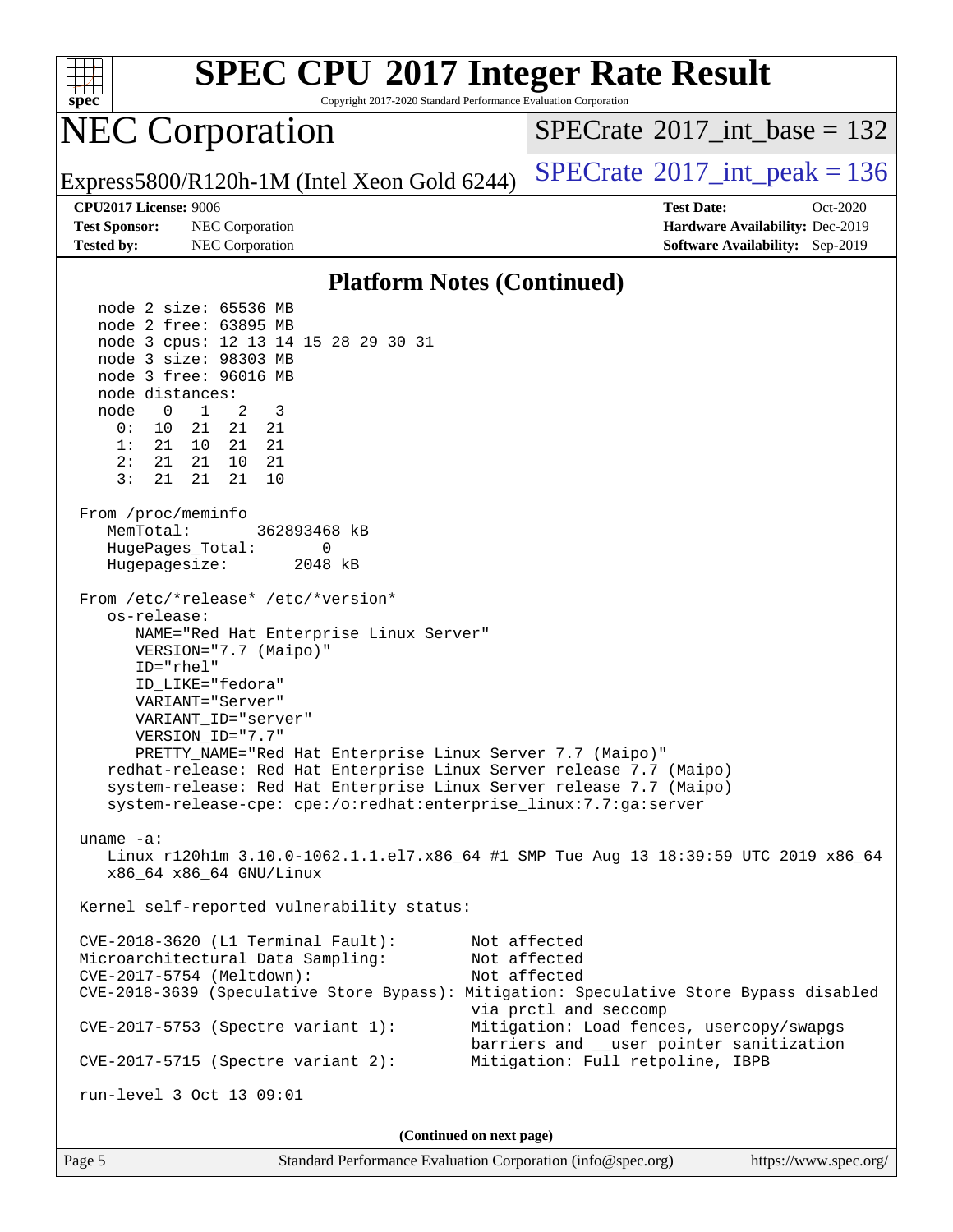## Platform Notes (Continued)

```
   node 2 size: 65536 MB
   node 2 free: 63895 MB
   node 3 cpus: 12 13 14 15 28 29 30 31
   node 3 size: 98303 MB
   node 3 free: 96016 MB
   node distances:
   node   0   1   2   3
     0:  10  21  21  21
     1:  21  10  21  21
     2:  21  21  10  21
     3:  21  21  21  10

 From /proc/meminfo
    MemTotal:       362893468 kB
    HugePages_Total:       0
    Hugepagesize:       2048 kB

 From /etc/*release* /etc/*version*
    os-release:
       NAME="Red Hat Enterprise Linux Server"
       VERSION="7.7 (Maipo)"
       ID="rhel"
       ID_LIKE="fedora"
       VARIANT="Server"
       VARIANT_ID="server"
       VERSION_ID="7.7"
       PRETTY_NAME="Red Hat Enterprise Linux Server 7.7 (Maipo)"
    redhat-release: Red Hat Enterprise Linux Server release 7.7 (Maipo)
    system-release: Red Hat Enterprise Linux Server release 7.7 (Maipo)
    system-release-cpe: cpe:/o:redhat:enterprise_linux:7.7:ga:server

 uname -a:
    Linux r120h1m 3.10.0-1062.1.1.el7.x86_64 #1 SMP Tue Aug 13 18:39:59 UTC 2019 x86_64
    x86_64 x86_64 GNU/Linux

 Kernel self-reported vulnerability status:

 CVE-2018-3620 (L1 Terminal Fault):        Not affected
 Microarchitectural Data Sampling:         Not affected
 CVE-2017-5754 (Meltdown):                 Not affected
 CVE-2018-3639 (Speculative Store Bypass): Mitigation: Speculative Store Bypass disabled
                                           via prctl and seccomp
 CVE-2017-5753 (Spectre variant 1):        Mitigation: Load fences, usercopy/swapgs
                                           barriers and __user pointer sanitization
 CVE-2017-5715 (Spectre variant 2):        Mitigation: Full retpoline, IBPB

 run-level 3 Oct 13 09:01
```

**(Continued on next page)**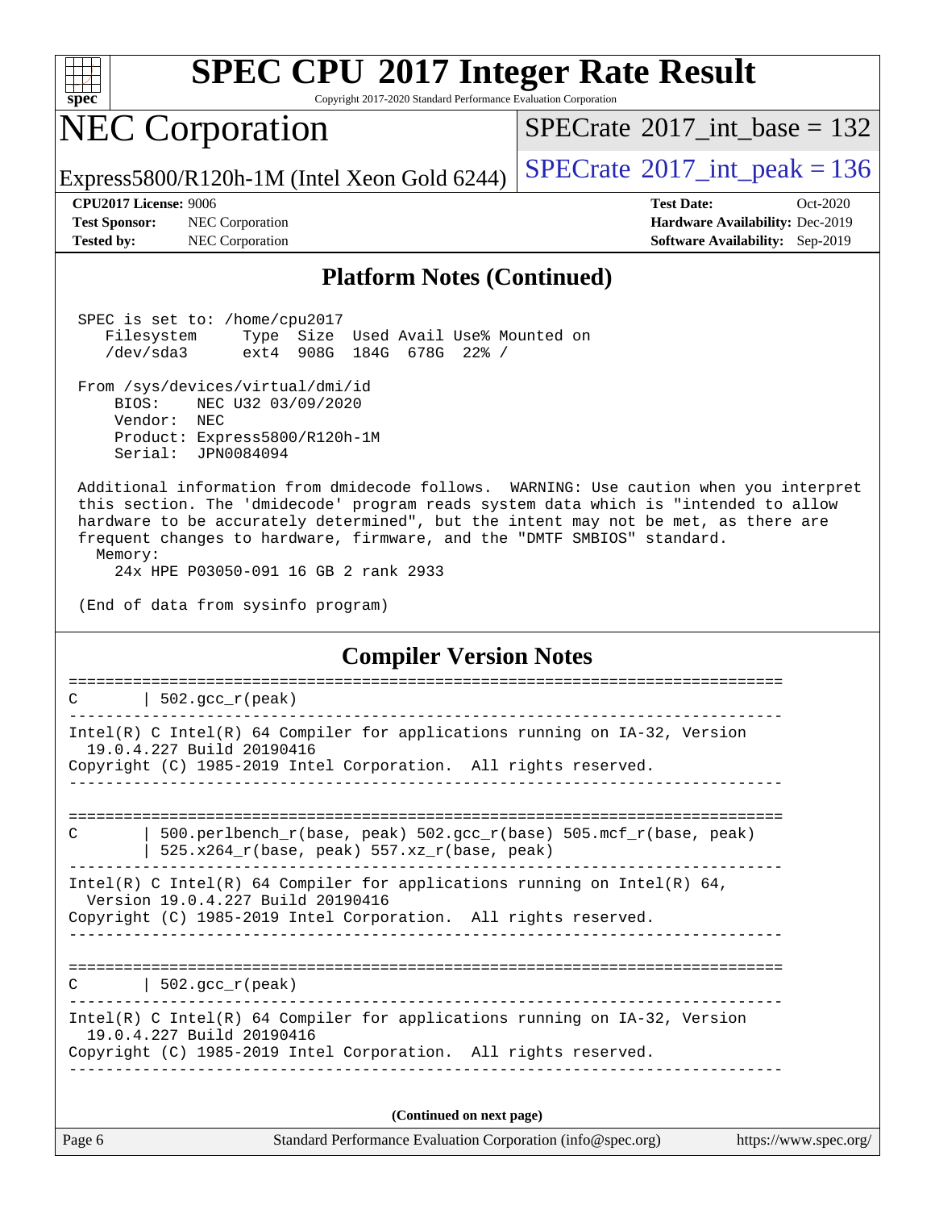## Platform Notes (Continued)

```
SPEC is set to: /home/cpu2017
   Filesystem     Type  Size  Used Avail Use% Mounted on
   /dev/sda3      ext4  908G  184G  678G  22% /

From /sys/devices/virtual/dmi/id
    BIOS:    NEC U32 03/09/2020
    Vendor:  NEC
    Product: Express5800/R120h-1M
    Serial:  JPN0084094

Additional information from dmidecode follows.  WARNING: Use caution when you interpret
this section. The 'dmidecode' program reads system data which is "intended to allow
hardware to be accurately determined", but the intent may not be met, as there are
frequent changes to hardware, firmware, and the "DMTF SMBIOS" standard.
  Memory:
    24x HPE P03050-091 16 GB 2 rank 2933

(End of data from sysinfo program)
```

## Compiler Version Notes

```
==============================================================================
C       | 502.gcc_r(peak)
------------------------------------------------------------------------------
Intel(R) C Intel(R) 64 Compiler for applications running on IA-32, Version
  19.0.4.227 Build 20190416
Copyright (C) 1985-2019 Intel Corporation.  All rights reserved.
------------------------------------------------------------------------------

==============================================================================
C       | 500.perlbench_r(base, peak) 502.gcc_r(base) 505.mcf_r(base, peak)
        | 525.x264_r(base, peak) 557.xz_r(base, peak)
------------------------------------------------------------------------------
Intel(R) C Intel(R) 64 Compiler for applications running on Intel(R) 64,
  Version 19.0.4.227 Build 20190416
Copyright (C) 1985-2019 Intel Corporation.  All rights reserved.
------------------------------------------------------------------------------

==============================================================================
C       | 502.gcc_r(peak)
------------------------------------------------------------------------------
Intel(R) C Intel(R) 64 Compiler for applications running on IA-32, Version
  19.0.4.227 Build 20190416
Copyright (C) 1985-2019 Intel Corporation.  All rights reserved.
------------------------------------------------------------------------------
```

(Continued on next page)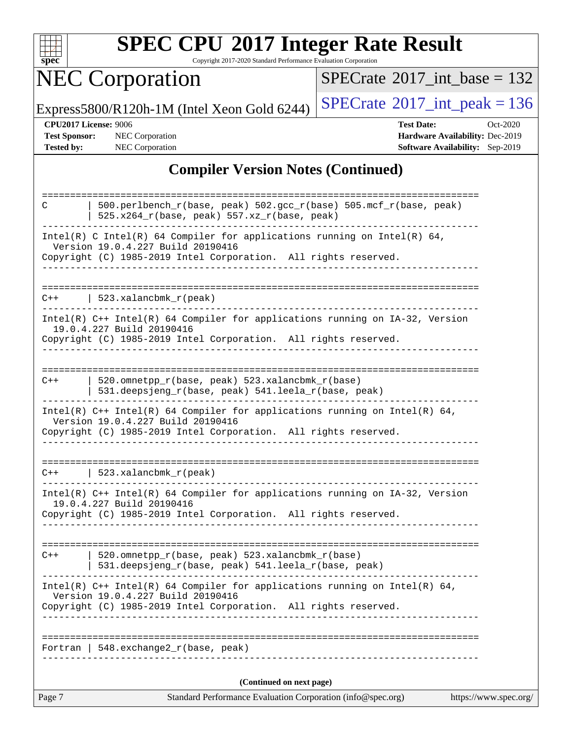# SPEC CPU 2017 Integer Rate Result

Copyright 2017-2020 Standard Performance Evaluation Corporation

## NEC Corporation

Express5800/R120h-1M (Intel Xeon Gold 6244)

SPECrate 2017_int_base = 132

SPECrate 2017_int_peak = 136

**CPU2017 License:** 9006
**Test Sponsor:** NEC Corporation
**Tested by:** NEC Corporation

**Test Date:** Oct-2020
**Hardware Availability:** Dec-2019
**Software Availability:** Sep-2019

### Compiler Version Notes (Continued)

```
==============================================================================
C       | 500.perlbench_r(base, peak) 502.gcc_r(base) 505.mcf_r(base, peak)
        | 525.x264_r(base, peak) 557.xz_r(base, peak)
------------------------------------------------------------------------------
Intel(R) C Intel(R) 64 Compiler for applications running on Intel(R) 64,
  Version 19.0.4.227 Build 20190416
Copyright (C) 1985-2019 Intel Corporation.  All rights reserved.
------------------------------------------------------------------------------

==============================================================================
C++     | 523.xalancbmk_r(peak)
------------------------------------------------------------------------------
Intel(R) C++ Intel(R) 64 Compiler for applications running on IA-32, Version
  19.0.4.227 Build 20190416
Copyright (C) 1985-2019 Intel Corporation.  All rights reserved.
------------------------------------------------------------------------------

==============================================================================
C++     | 520.omnetpp_r(base, peak) 523.xalancbmk_r(base)
        | 531.deepsjeng_r(base, peak) 541.leela_r(base, peak)
------------------------------------------------------------------------------
Intel(R) C++ Intel(R) 64 Compiler for applications running on Intel(R) 64,
  Version 19.0.4.227 Build 20190416
Copyright (C) 1985-2019 Intel Corporation.  All rights reserved.
------------------------------------------------------------------------------

==============================================================================
C++     | 523.xalancbmk_r(peak)
------------------------------------------------------------------------------
Intel(R) C++ Intel(R) 64 Compiler for applications running on IA-32, Version
  19.0.4.227 Build 20190416
Copyright (C) 1985-2019 Intel Corporation.  All rights reserved.
------------------------------------------------------------------------------

==============================================================================
C++     | 520.omnetpp_r(base, peak) 523.xalancbmk_r(base)
        | 531.deepsjeng_r(base, peak) 541.leela_r(base, peak)
------------------------------------------------------------------------------
Intel(R) C++ Intel(R) 64 Compiler for applications running on Intel(R) 64,
  Version 19.0.4.227 Build 20190416
Copyright (C) 1985-2019 Intel Corporation.  All rights reserved.
------------------------------------------------------------------------------

==============================================================================
Fortran | 548.exchange2_r(base, peak)
------------------------------------------------------------------------------
```

(Continued on next page)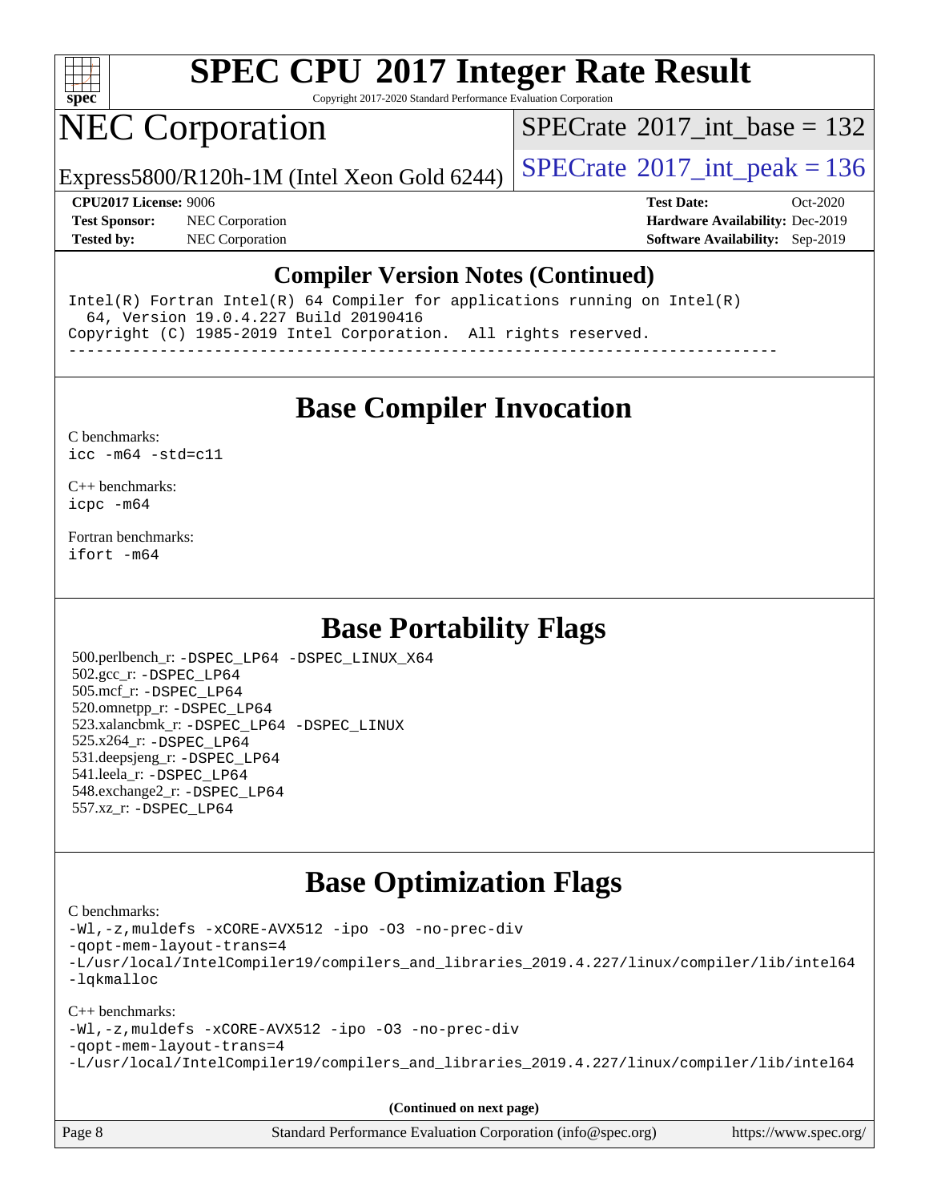## Compiler Version Notes (Continued)

```
Intel(R) Fortran Intel(R) 64 Compiler for applications running on Intel(R)
  64, Version 19.0.4.227 Build 20190416
Copyright (C) 1985-2019 Intel Corporation.  All rights reserved.
------------------------------------------------------------------------------
```

## Base Compiler Invocation

C benchmarks:
icc -m64 -std=c11

C++ benchmarks:
icpc -m64

Fortran benchmarks:
ifort -m64

## Base Portability Flags

500.perlbench_r: -DSPEC_LP64 -DSPEC_LINUX_X64
502.gcc_r: -DSPEC_LP64
505.mcf_r: -DSPEC_LP64
520.omnetpp_r: -DSPEC_LP64
523.xalancbmk_r: -DSPEC_LP64 -DSPEC_LINUX
525.x264_r: -DSPEC_LP64
531.deepsjeng_r: -DSPEC_LP64
541.leela_r: -DSPEC_LP64
548.exchange2_r: -DSPEC_LP64
557.xz_r: -DSPEC_LP64

## Base Optimization Flags

C benchmarks:
-Wl,-z,muldefs -xCORE-AVX512 -ipo -O3 -no-prec-div
-qopt-mem-layout-trans=4
-L/usr/local/IntelCompiler19/compilers_and_libraries_2019.4.227/linux/compiler/lib/intel64
-lqkmalloc

C++ benchmarks:
-Wl,-z,muldefs -xCORE-AVX512 -ipo -O3 -no-prec-div
-qopt-mem-layout-trans=4
-L/usr/local/IntelCompiler19/compilers_and_libraries_2019.4.227/linux/compiler/lib/intel64

(Continued on next page)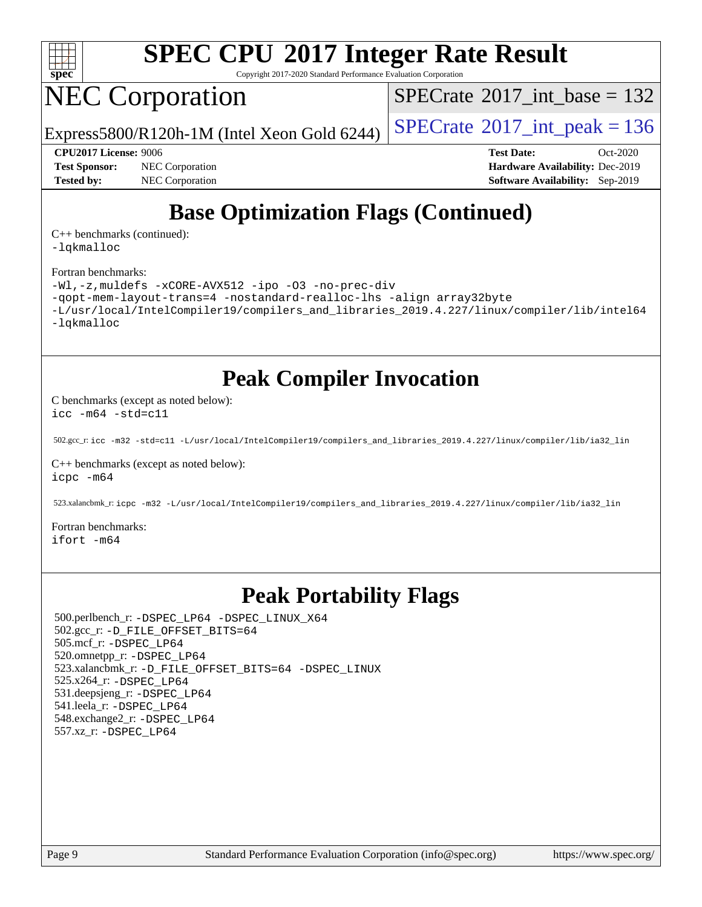# SPEC CPU 2017 Integer Rate Result

Copyright 2017-2020 Standard Performance Evaluation Corporation

# NEC Corporation

Express5800/R120h-1M (Intel Xeon Gold 6244)

SPECrate 2017_int_base = 132

SPECrate 2017_int_peak = 136

**CPU2017 License:** 9006
**Test Sponsor:** NEC Corporation
**Tested by:** NEC Corporation

**Test Date:** Oct-2020
**Hardware Availability:** Dec-2019
**Software Availability:** Sep-2019

## Base Optimization Flags (Continued)

C++ benchmarks (continued):
```
-lqkmalloc
```

Fortran benchmarks:
```
-Wl,-z,muldefs -xCORE-AVX512 -ipo -O3 -no-prec-div
-qopt-mem-layout-trans=4 -nostandard-realloc-lhs -align array32byte
-L/usr/local/IntelCompiler19/compilers_and_libraries_2019.4.227/linux/compiler/lib/intel64
-lqkmalloc
```

## Peak Compiler Invocation

C benchmarks (except as noted below):
```
icc -m64 -std=c11
```

502.gcc_r: `icc -m32 -std=c11 -L/usr/local/IntelCompiler19/compilers_and_libraries_2019.4.227/linux/compiler/lib/ia32_lin`

C++ benchmarks (except as noted below):
```
icpc -m64
```

523.xalancbmk_r: `icpc -m32 -L/usr/local/IntelCompiler19/compilers_and_libraries_2019.4.227/linux/compiler/lib/ia32_lin`

Fortran benchmarks:
```
ifort -m64
```

## Peak Portability Flags

500.perlbench_r: -DSPEC_LP64 -DSPEC_LINUX_X64
502.gcc_r: -D_FILE_OFFSET_BITS=64
505.mcf_r: -DSPEC_LP64
520.omnetpp_r: -DSPEC_LP64
523.xalancbmk_r: -D_FILE_OFFSET_BITS=64 -DSPEC_LINUX
525.x264_r: -DSPEC_LP64
531.deepsjeng_r: -DSPEC_LP64
541.leela_r: -DSPEC_LP64
548.exchange2_r: -DSPEC_LP64
557.xz_r: -DSPEC_LP64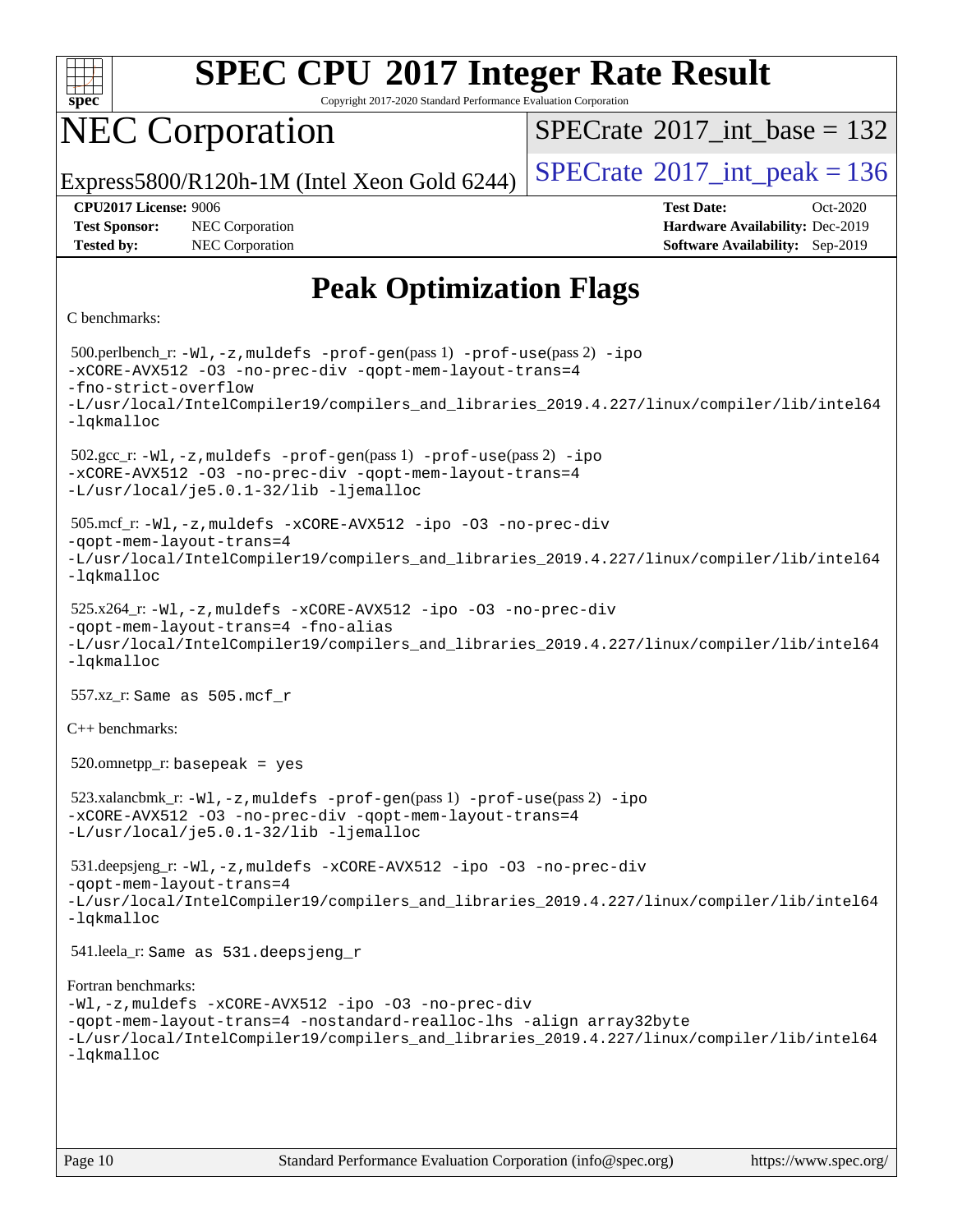# Peak Optimization Flags

C benchmarks:

500.perlbench_r: `-Wl,-z,muldefs -prof-gen`(pass 1) `-prof-use`(pass 2) `-ipo -xCORE-AVX512 -O3 -no-prec-div -qopt-mem-layout-trans=4 -fno-strict-overflow -L/usr/local/IntelCompiler19/compilers_and_libraries_2019.4.227/linux/compiler/lib/intel64 -lqkmalloc`

502.gcc_r: `-Wl,-z,muldefs -prof-gen`(pass 1) `-prof-use`(pass 2) `-ipo -xCORE-AVX512 -O3 -no-prec-div -qopt-mem-layout-trans=4 -L/usr/local/je5.0.1-32/lib -ljemalloc`

505.mcf_r: `-Wl,-z,muldefs -xCORE-AVX512 -ipo -O3 -no-prec-div -qopt-mem-layout-trans=4 -L/usr/local/IntelCompiler19/compilers_and_libraries_2019.4.227/linux/compiler/lib/intel64 -lqkmalloc`

525.x264_r: `-Wl,-z,muldefs -xCORE-AVX512 -ipo -O3 -no-prec-div -qopt-mem-layout-trans=4 -fno-alias -L/usr/local/IntelCompiler19/compilers_and_libraries_2019.4.227/linux/compiler/lib/intel64 -lqkmalloc`

557.xz_r: `Same as 505.mcf_r`

C++ benchmarks:

520.omnetpp_r: `basepeak = yes`

523.xalancbmk_r: `-Wl,-z,muldefs -prof-gen`(pass 1) `-prof-use`(pass 2) `-ipo -xCORE-AVX512 -O3 -no-prec-div -qopt-mem-layout-trans=4 -L/usr/local/je5.0.1-32/lib -ljemalloc`

531.deepsjeng_r: `-Wl,-z,muldefs -xCORE-AVX512 -ipo -O3 -no-prec-div -qopt-mem-layout-trans=4 -L/usr/local/IntelCompiler19/compilers_and_libraries_2019.4.227/linux/compiler/lib/intel64 -lqkmalloc`

541.leela_r: `Same as 531.deepsjeng_r`

Fortran benchmarks:

`-Wl,-z,muldefs -xCORE-AVX512 -ipo -O3 -no-prec-div -qopt-mem-layout-trans=4 -nostandard-realloc-lhs -align array32byte -L/usr/local/IntelCompiler19/compilers_and_libraries_2019.4.227/linux/compiler/lib/intel64 -lqkmalloc`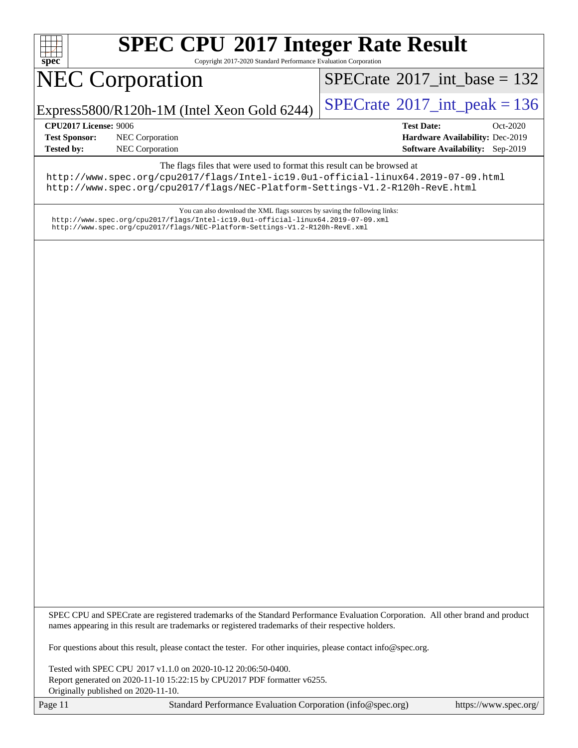The flags files that were used to format this result can be browsed at

http://www.spec.org/cpu2017/flags/Intel-ic19.0u1-official-linux64.2019-07-09.html
http://www.spec.org/cpu2017/flags/NEC-Platform-Settings-V1.2-R120h-RevE.html

You can also download the XML flags sources by saving the following links:

http://www.spec.org/cpu2017/flags/Intel-ic19.0u1-official-linux64.2019-07-09.xml
http://www.spec.org/cpu2017/flags/NEC-Platform-Settings-V1.2-R120h-RevE.xml

SPEC CPU and SPECrate are registered trademarks of the Standard Performance Evaluation Corporation. All other brand and product names appearing in this result are trademarks or registered trademarks of their respective holders.

For questions about this result, please contact the tester. For other inquiries, please contact info@spec.org.

Tested with SPEC CPU 2017 v1.1.0 on 2020-10-12 20:06:50-0400.
Report generated on 2020-11-10 15:22:15 by CPU2017 PDF formatter v6255.
Originally published on 2020-11-10.